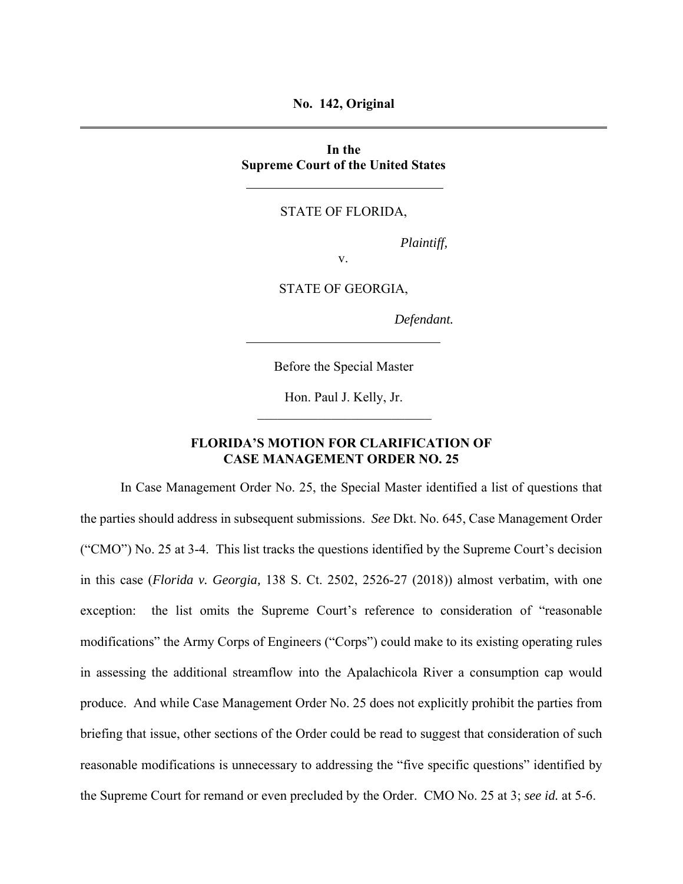**No. 142, Original**

---

**In the**
**Supreme Court of the United States**

---

STATE OF FLORIDA,

*Plaintiff,*

v.

STATE OF GEORGIA,

*Defendant.*

---

Before the Special Master

Hon. Paul J. Kelly, Jr.

---

## FLORIDA'S MOTION FOR CLARIFICATION OF CASE MANAGEMENT ORDER NO. 25

In Case Management Order No. 25, the Special Master identified a list of questions that the parties should address in subsequent submissions. *See* Dkt. No. 645, Case Management Order ("CMO") No. 25 at 3-4. This list tracks the questions identified by the Supreme Court's decision in this case (*Florida v. Georgia,* 138 S. Ct. 2502, 2526-27 (2018)) almost verbatim, with one exception: the list omits the Supreme Court's reference to consideration of "reasonable modifications" the Army Corps of Engineers ("Corps") could make to its existing operating rules in assessing the additional streamflow into the Apalachicola River a consumption cap would produce. And while Case Management Order No. 25 does not explicitly prohibit the parties from briefing that issue, other sections of the Order could be read to suggest that consideration of such reasonable modifications is unnecessary to addressing the "five specific questions" identified by the Supreme Court for remand or even precluded by the Order. CMO No. 25 at 3; *see id.* at 5-6.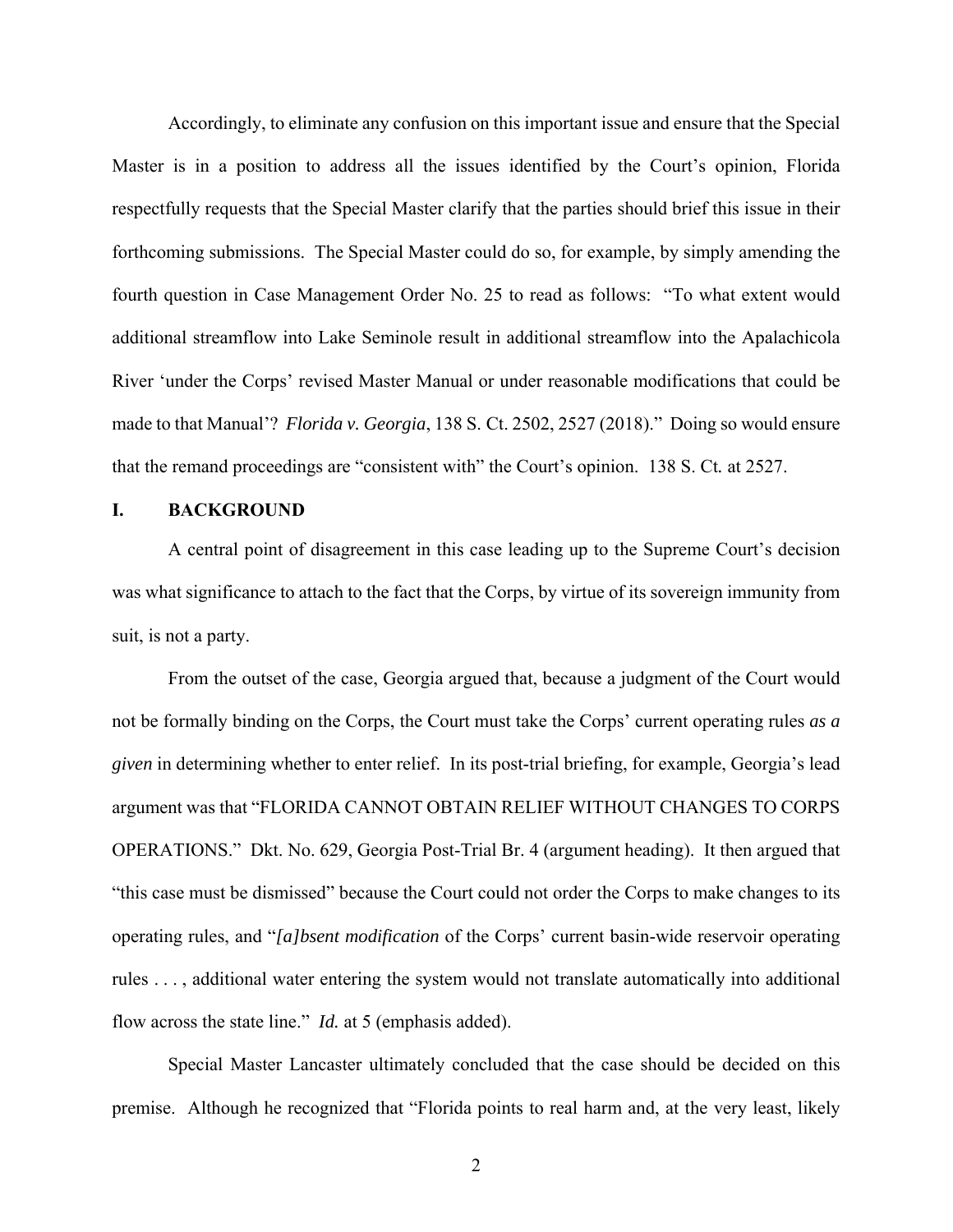Accordingly, to eliminate any confusion on this important issue and ensure that the Special Master is in a position to address all the issues identified by the Court's opinion, Florida respectfully requests that the Special Master clarify that the parties should brief this issue in their forthcoming submissions. The Special Master could do so, for example, by simply amending the fourth question in Case Management Order No. 25 to read as follows: "To what extent would additional streamflow into Lake Seminole result in additional streamflow into the Apalachicola River 'under the Corps' revised Master Manual or under reasonable modifications that could be made to that Manual'? *Florida v. Georgia*, 138 S. Ct. 2502, 2527 (2018)." Doing so would ensure that the remand proceedings are "consistent with" the Court's opinion. 138 S. Ct. at 2527.

## I. BACKGROUND

A central point of disagreement in this case leading up to the Supreme Court's decision was what significance to attach to the fact that the Corps, by virtue of its sovereign immunity from suit, is not a party.

From the outset of the case, Georgia argued that, because a judgment of the Court would not be formally binding on the Corps, the Court must take the Corps' current operating rules *as a given* in determining whether to enter relief. In its post-trial briefing, for example, Georgia's lead argument was that "FLORIDA CANNOT OBTAIN RELIEF WITHOUT CHANGES TO CORPS OPERATIONS." Dkt. No. 629, Georgia Post-Trial Br. 4 (argument heading). It then argued that "this case must be dismissed" because the Court could not order the Corps to make changes to its operating rules, and "*[a]bsent modification* of the Corps' current basin-wide reservoir operating rules . . . , additional water entering the system would not translate automatically into additional flow across the state line." *Id.* at 5 (emphasis added).

Special Master Lancaster ultimately concluded that the case should be decided on this premise. Although he recognized that "Florida points to real harm and, at the very least, likely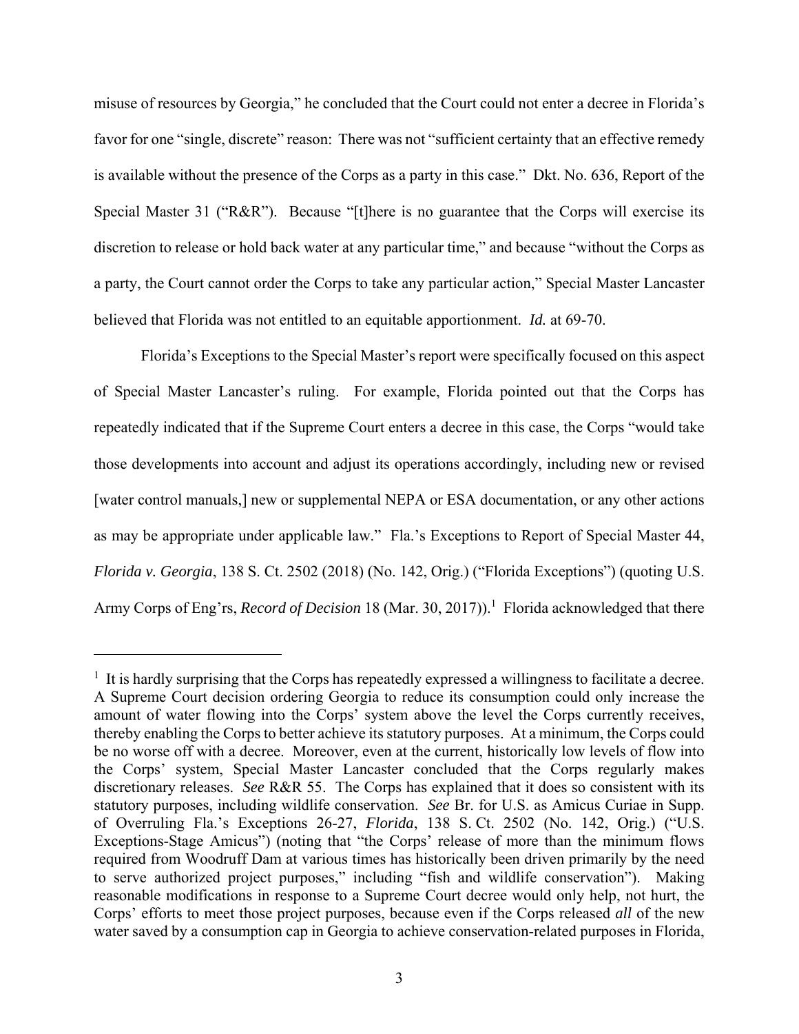misuse of resources by Georgia," he concluded that the Court could not enter a decree in Florida's favor for one "single, discrete" reason: There was not "sufficient certainty that an effective remedy is available without the presence of the Corps as a party in this case." Dkt. No. 636, Report of the Special Master 31 ("R&R"). Because "[t]here is no guarantee that the Corps will exercise its discretion to release or hold back water at any particular time," and because "without the Corps as a party, the Court cannot order the Corps to take any particular action," Special Master Lancaster believed that Florida was not entitled to an equitable apportionment. *Id.* at 69-70.

Florida's Exceptions to the Special Master's report were specifically focused on this aspect of Special Master Lancaster's ruling. For example, Florida pointed out that the Corps has repeatedly indicated that if the Supreme Court enters a decree in this case, the Corps "would take those developments into account and adjust its operations accordingly, including new or revised [water control manuals,] new or supplemental NEPA or ESA documentation, or any other actions as may be appropriate under applicable law." Fla.'s Exceptions to Report of Special Master 44, *Florida v. Georgia*, 138 S. Ct. 2502 (2018) (No. 142, Orig.) ("Florida Exceptions") (quoting U.S. Army Corps of Eng'rs, *Record of Decision* 18 (Mar. 30, 2017)).[1] Florida acknowledged that there

[1] It is hardly surprising that the Corps has repeatedly expressed a willingness to facilitate a decree. A Supreme Court decision ordering Georgia to reduce its consumption could only increase the amount of water flowing into the Corps' system above the level the Corps currently receives, thereby enabling the Corps to better achieve its statutory purposes. At a minimum, the Corps could be no worse off with a decree. Moreover, even at the current, historically low levels of flow into the Corps' system, Special Master Lancaster concluded that the Corps regularly makes discretionary releases. *See* R&R 55. The Corps has explained that it does so consistent with its statutory purposes, including wildlife conservation. *See* Br. for U.S. as Amicus Curiae in Supp. of Overruling Fla.'s Exceptions 26-27, *Florida*, 138 S. Ct. 2502 (No. 142, Orig.) ("U.S. Exceptions-Stage Amicus") (noting that "the Corps' release of more than the minimum flows required from Woodruff Dam at various times has historically been driven primarily by the need to serve authorized project purposes," including "fish and wildlife conservation"). Making reasonable modifications in response to a Supreme Court decree would only help, not hurt, the Corps' efforts to meet those project purposes, because even if the Corps released *all* of the new water saved by a consumption cap in Georgia to achieve conservation-related purposes in Florida,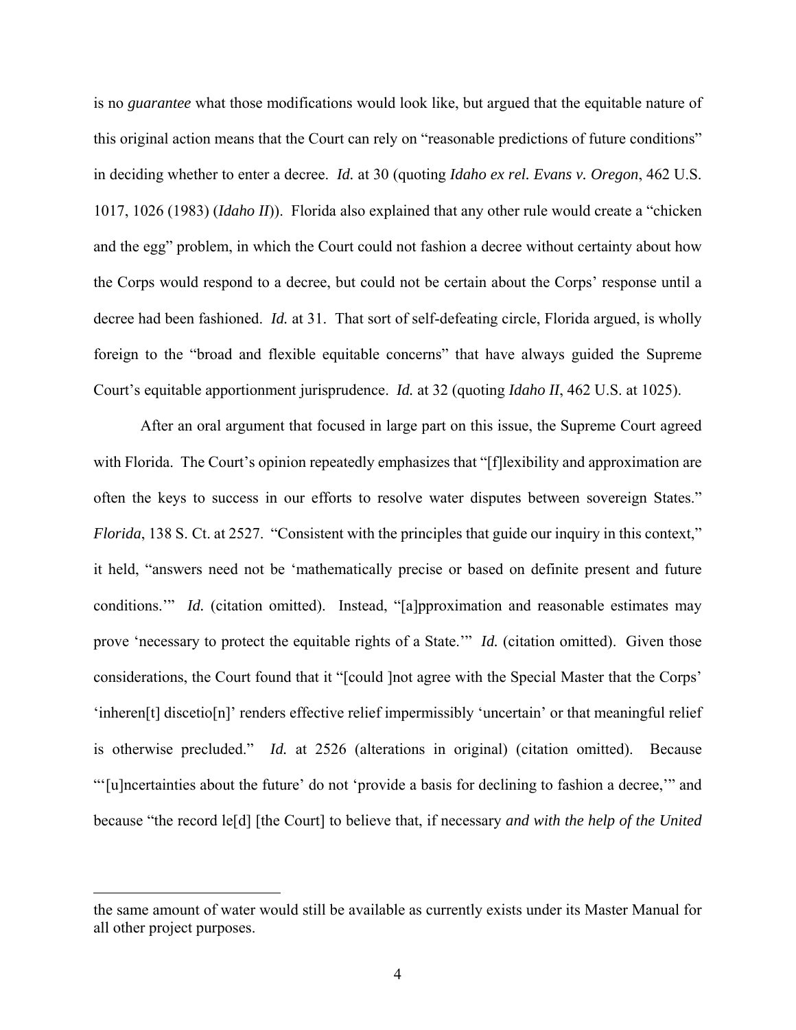is no *guarantee* what those modifications would look like, but argued that the equitable nature of this original action means that the Court can rely on "reasonable predictions of future conditions" in deciding whether to enter a decree. *Id.* at 30 (quoting *Idaho ex rel. Evans v. Oregon*, 462 U.S. 1017, 1026 (1983) (*Idaho II*)). Florida also explained that any other rule would create a "chicken and the egg" problem, in which the Court could not fashion a decree without certainty about how the Corps would respond to a decree, but could not be certain about the Corps' response until a decree had been fashioned. *Id.* at 31. That sort of self-defeating circle, Florida argued, is wholly foreign to the "broad and flexible equitable concerns" that have always guided the Supreme Court's equitable apportionment jurisprudence. *Id.* at 32 (quoting *Idaho II*, 462 U.S. at 1025).

After an oral argument that focused in large part on this issue, the Supreme Court agreed with Florida. The Court's opinion repeatedly emphasizes that "[f]lexibility and approximation are often the keys to success in our efforts to resolve water disputes between sovereign States." *Florida*, 138 S. Ct. at 2527. "Consistent with the principles that guide our inquiry in this context," it held, "answers need not be 'mathematically precise or based on definite present and future conditions.'" *Id.* (citation omitted). Instead, "[a]pproximation and reasonable estimates may prove 'necessary to protect the equitable rights of a State.'" *Id.* (citation omitted). Given those considerations, the Court found that it "[could ]not agree with the Special Master that the Corps' 'inheren[t] discetio[n]' renders effective relief impermissibly 'uncertain' or that meaningful relief is otherwise precluded." *Id.* at 2526 (alterations in original) (citation omitted). Because "'[u]ncertainties about the future' do not 'provide a basis for declining to fashion a decree,'" and because "the record le[d] [the Court] to believe that, if necessary *and with the help of the United*

---

the same amount of water would still be available as currently exists under its Master Manual for all other project purposes.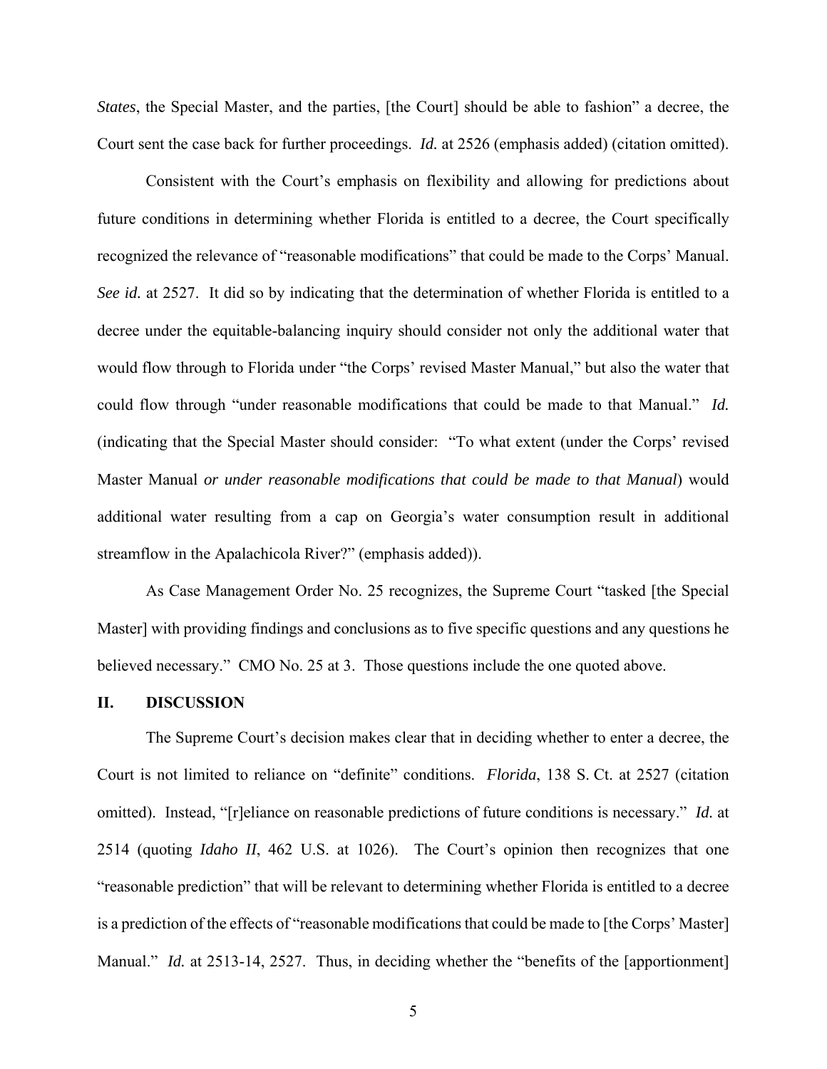*States*, the Special Master, and the parties, [the Court] should be able to fashion" a decree, the Court sent the case back for further proceedings. *Id.* at 2526 (emphasis added) (citation omitted).

Consistent with the Court's emphasis on flexibility and allowing for predictions about future conditions in determining whether Florida is entitled to a decree, the Court specifically recognized the relevance of "reasonable modifications" that could be made to the Corps' Manual. *See id.* at 2527. It did so by indicating that the determination of whether Florida is entitled to a decree under the equitable-balancing inquiry should consider not only the additional water that would flow through to Florida under "the Corps' revised Master Manual," but also the water that could flow through "under reasonable modifications that could be made to that Manual." *Id.* (indicating that the Special Master should consider: "To what extent (under the Corps' revised Master Manual *or under reasonable modifications that could be made to that Manual*) would additional water resulting from a cap on Georgia's water consumption result in additional streamflow in the Apalachicola River?" (emphasis added)).

As Case Management Order No. 25 recognizes, the Supreme Court "tasked [the Special Master] with providing findings and conclusions as to five specific questions and any questions he believed necessary." CMO No. 25 at 3. Those questions include the one quoted above.

## II. DISCUSSION

The Supreme Court's decision makes clear that in deciding whether to enter a decree, the Court is not limited to reliance on "definite" conditions. *Florida*, 138 S. Ct. at 2527 (citation omitted). Instead, "[r]eliance on reasonable predictions of future conditions is necessary." *Id.* at 2514 (quoting *Idaho II*, 462 U.S. at 1026). The Court's opinion then recognizes that one "reasonable prediction" that will be relevant to determining whether Florida is entitled to a decree is a prediction of the effects of "reasonable modifications that could be made to [the Corps' Master] Manual." *Id.* at 2513-14, 2527. Thus, in deciding whether the "benefits of the [apportionment]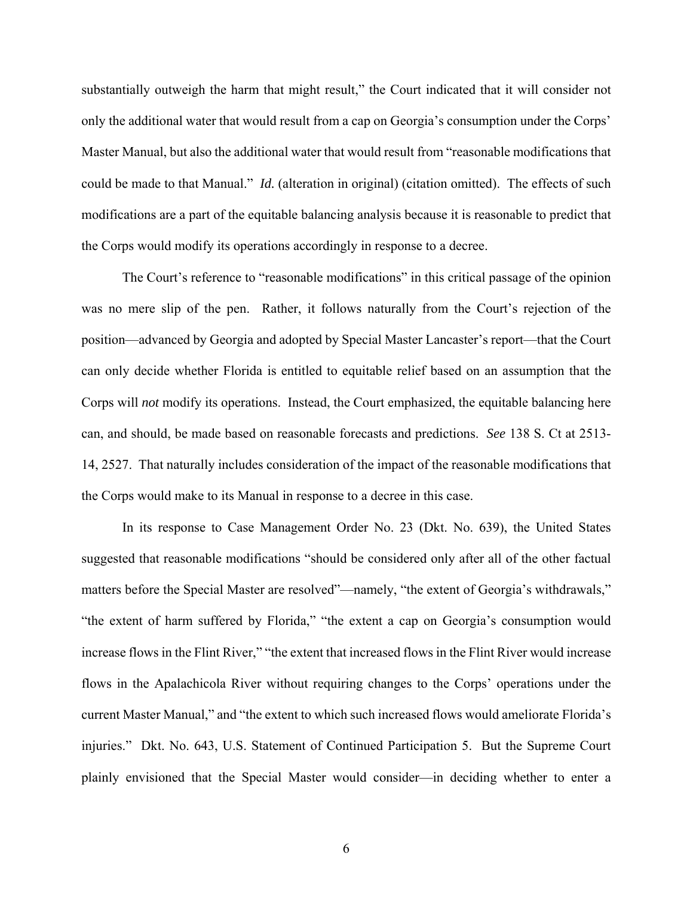substantially outweigh the harm that might result," the Court indicated that it will consider not only the additional water that would result from a cap on Georgia's consumption under the Corps' Master Manual, but also the additional water that would result from "reasonable modifications that could be made to that Manual." *Id.* (alteration in original) (citation omitted). The effects of such modifications are a part of the equitable balancing analysis because it is reasonable to predict that the Corps would modify its operations accordingly in response to a decree.

The Court's reference to "reasonable modifications" in this critical passage of the opinion was no mere slip of the pen. Rather, it follows naturally from the Court's rejection of the position—advanced by Georgia and adopted by Special Master Lancaster's report—that the Court can only decide whether Florida is entitled to equitable relief based on an assumption that the Corps will *not* modify its operations. Instead, the Court emphasized, the equitable balancing here can, and should, be made based on reasonable forecasts and predictions. *See* 138 S. Ct at 2513-14, 2527. That naturally includes consideration of the impact of the reasonable modifications that the Corps would make to its Manual in response to a decree in this case.

In its response to Case Management Order No. 23 (Dkt. No. 639), the United States suggested that reasonable modifications "should be considered only after all of the other factual matters before the Special Master are resolved"—namely, "the extent of Georgia's withdrawals," "the extent of harm suffered by Florida," "the extent a cap on Georgia's consumption would increase flows in the Flint River," "the extent that increased flows in the Flint River would increase flows in the Apalachicola River without requiring changes to the Corps' operations under the current Master Manual," and "the extent to which such increased flows would ameliorate Florida's injuries." Dkt. No. 643, U.S. Statement of Continued Participation 5. But the Supreme Court plainly envisioned that the Special Master would consider—in deciding whether to enter a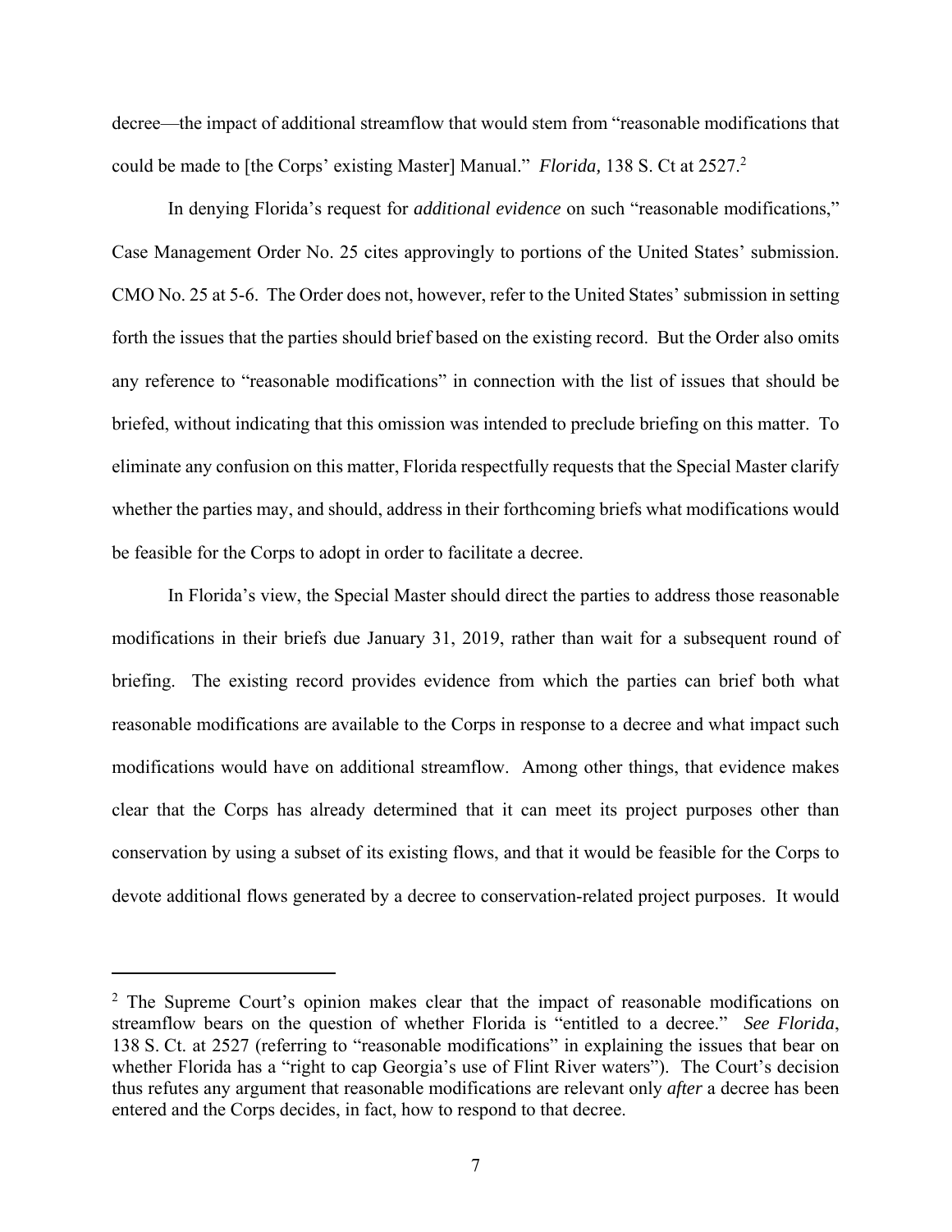decree—the impact of additional streamflow that would stem from "reasonable modifications that could be made to [the Corps' existing Master] Manual." *Florida,* 138 S. Ct at 2527.[2]

In denying Florida's request for *additional evidence* on such "reasonable modifications," Case Management Order No. 25 cites approvingly to portions of the United States' submission. CMO No. 25 at 5-6. The Order does not, however, refer to the United States' submission in setting forth the issues that the parties should brief based on the existing record. But the Order also omits any reference to "reasonable modifications" in connection with the list of issues that should be briefed, without indicating that this omission was intended to preclude briefing on this matter. To eliminate any confusion on this matter, Florida respectfully requests that the Special Master clarify whether the parties may, and should, address in their forthcoming briefs what modifications would be feasible for the Corps to adopt in order to facilitate a decree.

In Florida's view, the Special Master should direct the parties to address those reasonable modifications in their briefs due January 31, 2019, rather than wait for a subsequent round of briefing. The existing record provides evidence from which the parties can brief both what reasonable modifications are available to the Corps in response to a decree and what impact such modifications would have on additional streamflow. Among other things, that evidence makes clear that the Corps has already determined that it can meet its project purposes other than conservation by using a subset of its existing flows, and that it would be feasible for the Corps to devote additional flows generated by a decree to conservation-related project purposes. It would

---

[2] The Supreme Court's opinion makes clear that the impact of reasonable modifications on streamflow bears on the question of whether Florida is "entitled to a decree." *See Florida*, 138 S. Ct. at 2527 (referring to "reasonable modifications" in explaining the issues that bear on whether Florida has a "right to cap Georgia's use of Flint River waters"). The Court's decision thus refutes any argument that reasonable modifications are relevant only *after* a decree has been entered and the Corps decides, in fact, how to respond to that decree.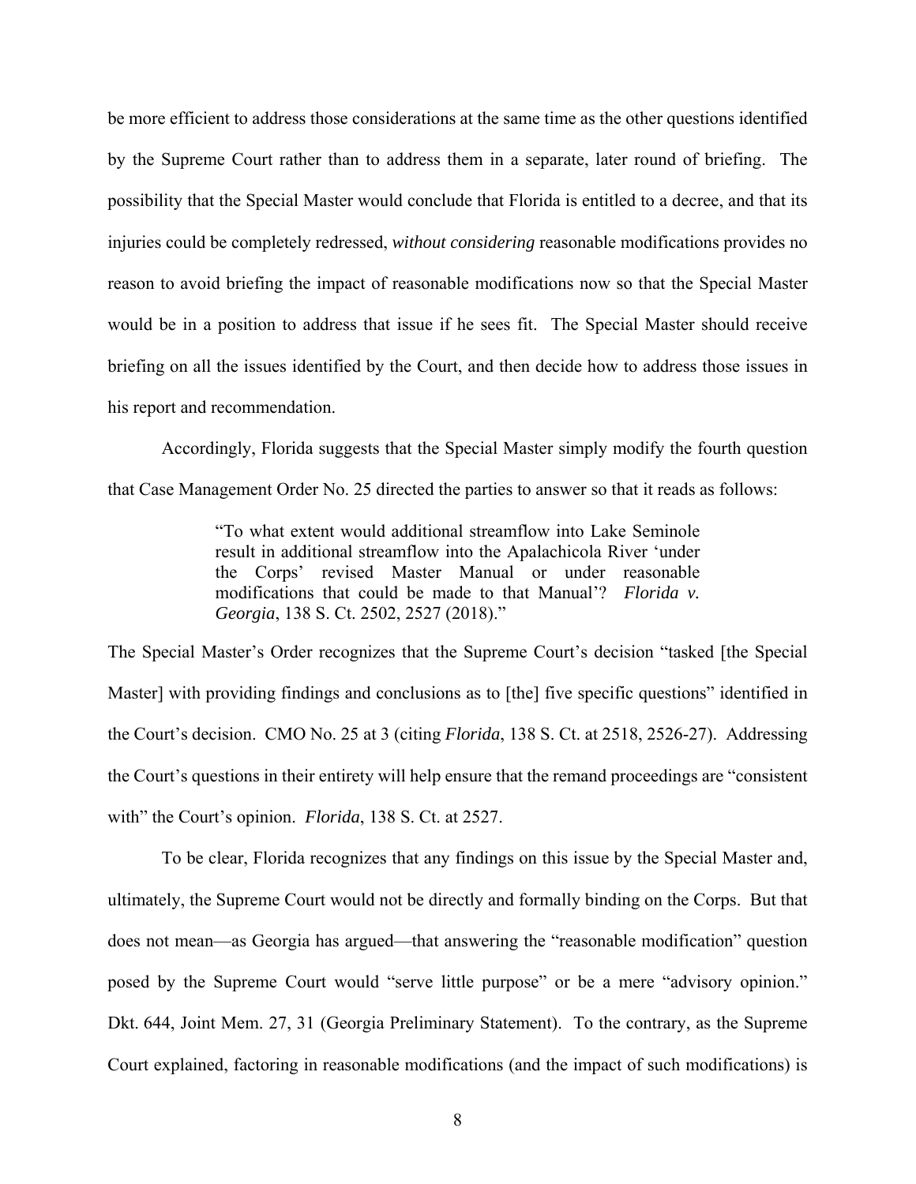be more efficient to address those considerations at the same time as the other questions identified by the Supreme Court rather than to address them in a separate, later round of briefing. The possibility that the Special Master would conclude that Florida is entitled to a decree, and that its injuries could be completely redressed, *without considering* reasonable modifications provides no reason to avoid briefing the impact of reasonable modifications now so that the Special Master would be in a position to address that issue if he sees fit. The Special Master should receive briefing on all the issues identified by the Court, and then decide how to address those issues in his report and recommendation.

Accordingly, Florida suggests that the Special Master simply modify the fourth question that Case Management Order No. 25 directed the parties to answer so that it reads as follows:

> "To what extent would additional streamflow into Lake Seminole result in additional streamflow into the Apalachicola River 'under the Corps' revised Master Manual or under reasonable modifications that could be made to that Manual'? *Florida v. Georgia*, 138 S. Ct. 2502, 2527 (2018)."

The Special Master's Order recognizes that the Supreme Court's decision "tasked [the Special Master] with providing findings and conclusions as to [the] five specific questions" identified in the Court's decision. CMO No. 25 at 3 (citing *Florida*, 138 S. Ct. at 2518, 2526-27). Addressing the Court's questions in their entirety will help ensure that the remand proceedings are "consistent with" the Court's opinion. *Florida*, 138 S. Ct. at 2527.

To be clear, Florida recognizes that any findings on this issue by the Special Master and, ultimately, the Supreme Court would not be directly and formally binding on the Corps. But that does not mean—as Georgia has argued—that answering the "reasonable modification" question posed by the Supreme Court would "serve little purpose" or be a mere "advisory opinion." Dkt. 644, Joint Mem. 27, 31 (Georgia Preliminary Statement). To the contrary, as the Supreme Court explained, factoring in reasonable modifications (and the impact of such modifications) is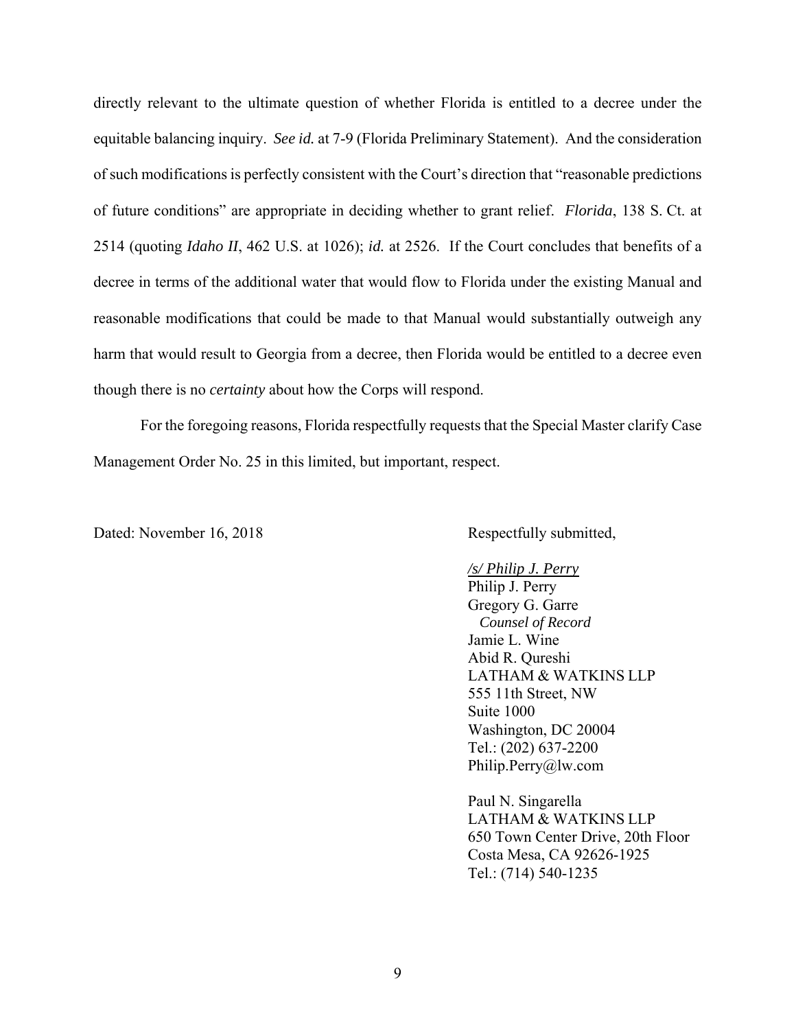directly relevant to the ultimate question of whether Florida is entitled to a decree under the equitable balancing inquiry. *See id.* at 7-9 (Florida Preliminary Statement). And the consideration of such modifications is perfectly consistent with the Court's direction that "reasonable predictions of future conditions" are appropriate in deciding whether to grant relief. *Florida*, 138 S. Ct. at 2514 (quoting *Idaho II*, 462 U.S. at 1026); *id.* at 2526. If the Court concludes that benefits of a decree in terms of the additional water that would flow to Florida under the existing Manual and reasonable modifications that could be made to that Manual would substantially outweigh any harm that would result to Georgia from a decree, then Florida would be entitled to a decree even though there is no *certainty* about how the Corps will respond.

For the foregoing reasons, Florida respectfully requests that the Special Master clarify Case Management Order No. 25 in this limited, but important, respect.

Dated: November 16, 2018

Respectfully submitted,

*/s/ Philip J. Perry*
Philip J. Perry
Gregory G. Garre
*Counsel of Record*
Jamie L. Wine
Abid R. Qureshi
LATHAM & WATKINS LLP
555 11th Street, NW
Suite 1000
Washington, DC 20004
Tel.: (202) 637-2200
Philip.Perry@lw.com

Paul N. Singarella
LATHAM & WATKINS LLP
650 Town Center Drive, 20th Floor
Costa Mesa, CA 92626-1925
Tel.: (714) 540-1235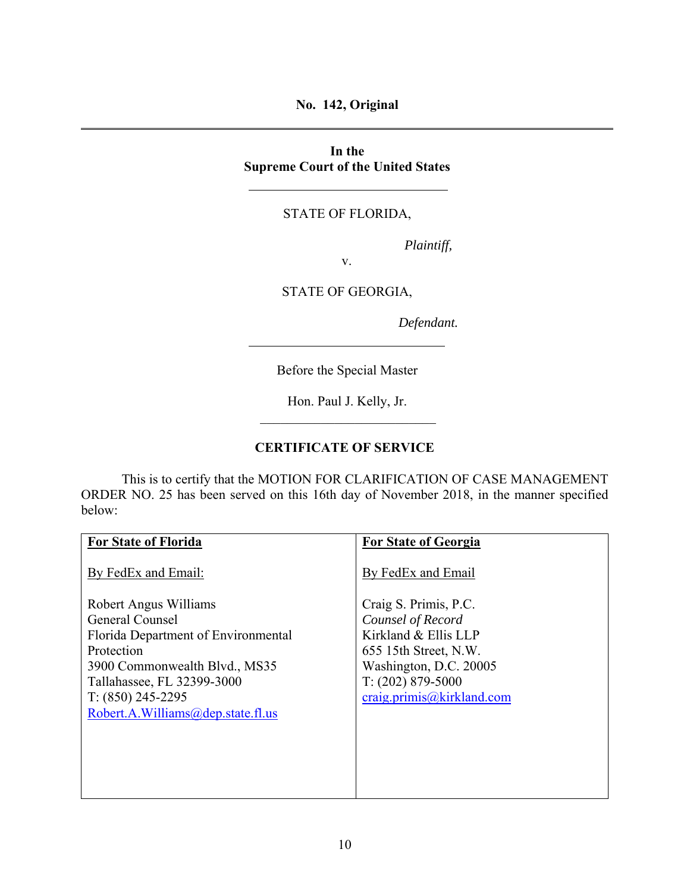**No. 142, Original**

---

**In the**
**Supreme Court of the United States**

---

STATE OF FLORIDA,

*Plaintiff,*

v.

STATE OF GEORGIA,

*Defendant.*

---

Before the Special Master

Hon. Paul J. Kelly, Jr.

---

**CERTIFICATE OF SERVICE**

This is to certify that the MOTION FOR CLARIFICATION OF CASE MANAGEMENT ORDER NO. 25 has been served on this 16th day of November 2018, in the manner specified below:

| **For State of Florida** | **For State of Georgia** |
|---|---|
| By FedEx and Email:<br><br>Robert Angus Williams<br>General Counsel<br>Florida Department of Environmental Protection<br>3900 Commonwealth Blvd., MS35<br>Tallahassee, FL 32399-3000<br>T: (850) 245-2295<br>Robert.A.Williams@dep.state.fl.us | By FedEx and Email<br><br>Craig S. Primis, P.C.<br>*Counsel of Record*<br>Kirkland & Ellis LLP<br>655 15th Street, N.W.<br>Washington, D.C. 20005<br>T: (202) 879-5000<br>craig.primis@kirkland.com |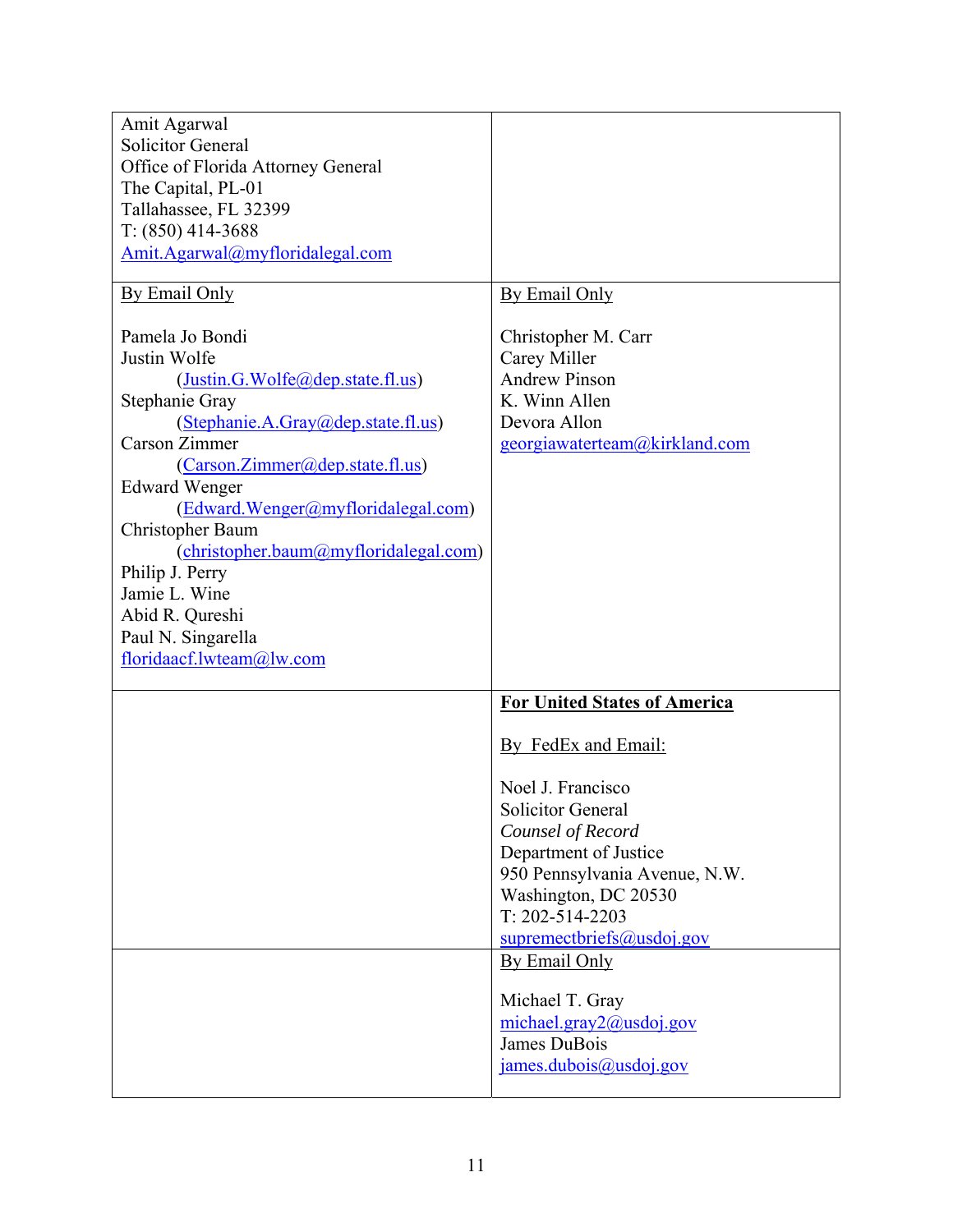| | |
|---|---|
| Amit Agarwal<br>Solicitor General<br>Office of Florida Attorney General<br>The Capital, PL-01<br>Tallahassee, FL 32399<br>T: (850) 414-3688<br>Amit.Agarwal@myfloridalegal.com | |
| By Email Only<br><br>Pamela Jo Bondi<br>Justin Wolfe<br>(Justin.G.Wolfe@dep.state.fl.us)<br>Stephanie Gray<br>(Stephanie.A.Gray@dep.state.fl.us)<br>Carson Zimmer<br>(Carson.Zimmer@dep.state.fl.us)<br>Edward Wenger<br>(Edward.Wenger@myfloridalegal.com)<br>Christopher Baum<br>(christopher.baum@myfloridalegal.com)<br>Philip J. Perry<br>Jamie L. Wine<br>Abid R. Qureshi<br>Paul N. Singarella<br>floridaacf.lwteam@lw.com | By Email Only<br><br>Christopher M. Carr<br>Carey Miller<br>Andrew Pinson<br>K. Winn Allen<br>Devora Allon<br>georgiawaterteam@kirkland.com |
| | **For United States of America**<br><br>By FedEx and Email:<br><br>Noel J. Francisco<br>Solicitor General<br>*Counsel of Record*<br>Department of Justice<br>950 Pennsylvania Avenue, N.W.<br>Washington, DC 20530<br>T: 202-514-2203<br>supremectbriefs@usdoj.gov |
| | By Email Only<br><br>Michael T. Gray<br>michael.gray2@usdoj.gov<br>James DuBois<br>james.dubois@usdoj.gov |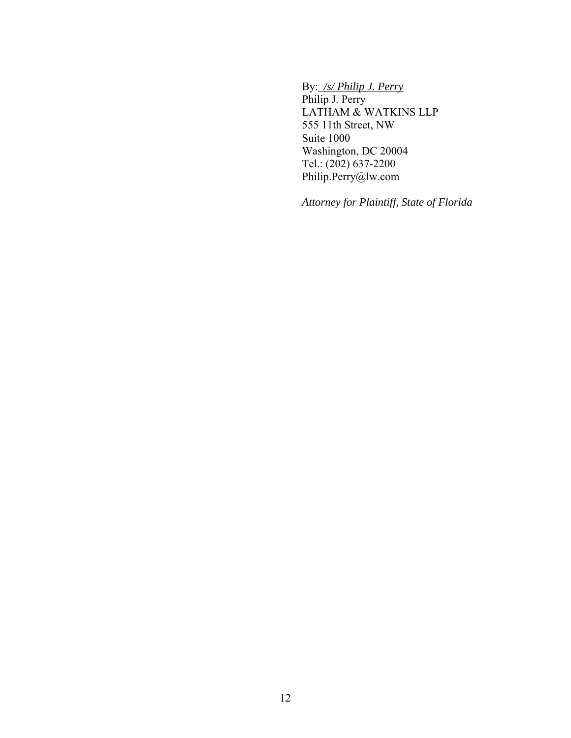By: *<u>/s/ Philip J. Perry</u>*
Philip J. Perry
LATHAM & WATKINS LLP
555 11th Street, NW
Suite 1000
Washington, DC 20004
Tel.: (202) 637-2200
Philip.Perry@lw.com

*Attorney for Plaintiff, State of Florida*